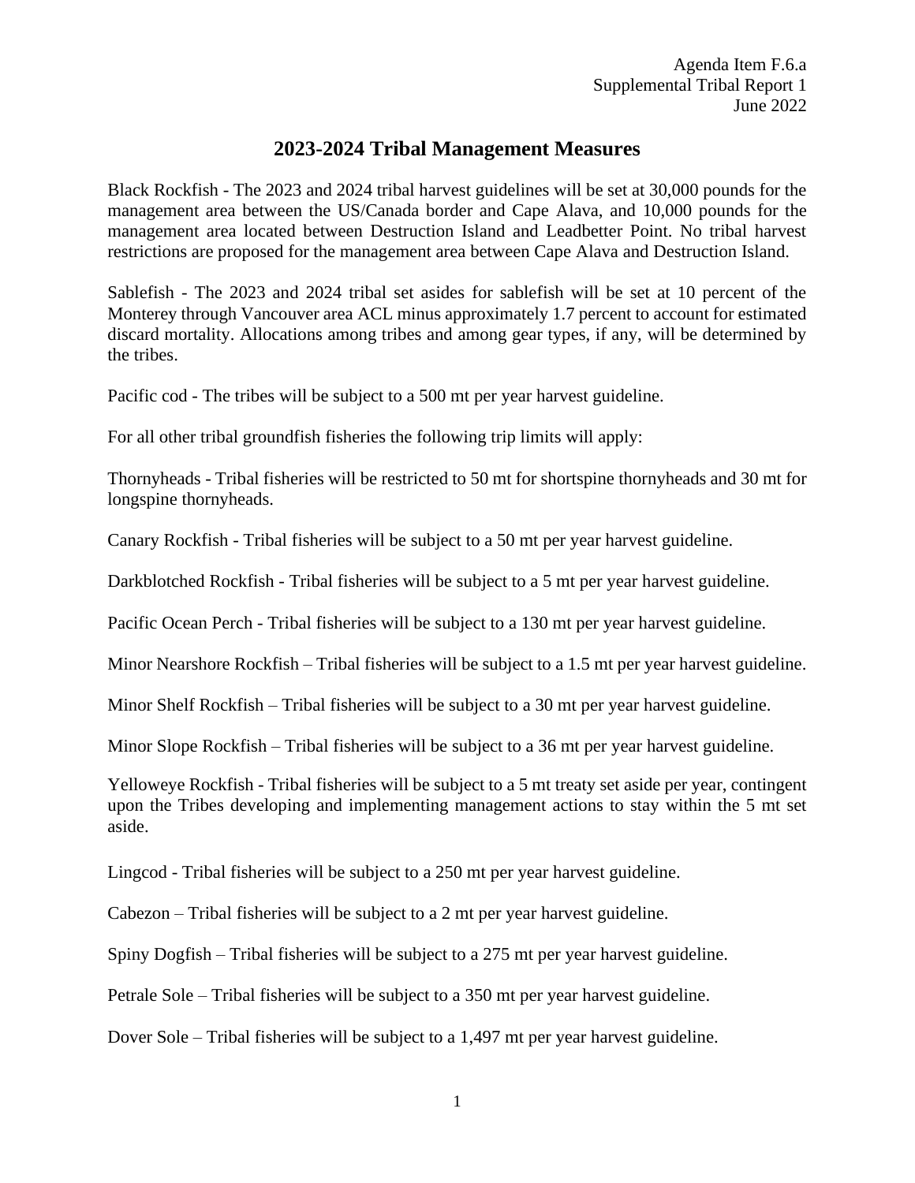Agenda Item F.6.a
Supplemental Tribal Report 1
June 2022

# 2023-2024 Tribal Management Measures

Black Rockfish - The 2023 and 2024 tribal harvest guidelines will be set at 30,000 pounds for the management area between the US/Canada border and Cape Alava, and 10,000 pounds for the management area located between Destruction Island and Leadbetter Point. No tribal harvest restrictions are proposed for the management area between Cape Alava and Destruction Island.

Sablefish - The 2023 and 2024 tribal set asides for sablefish will be set at 10 percent of the Monterey through Vancouver area ACL minus approximately 1.7 percent to account for estimated discard mortality. Allocations among tribes and among gear types, if any, will be determined by the tribes.

Pacific cod - The tribes will be subject to a 500 mt per year harvest guideline.

For all other tribal groundfish fisheries the following trip limits will apply:

Thornyheads - Tribal fisheries will be restricted to 50 mt for shortspine thornyheads and 30 mt for longspine thornyheads.

Canary Rockfish - Tribal fisheries will be subject to a 50 mt per year harvest guideline.

Darkblotched Rockfish - Tribal fisheries will be subject to a 5 mt per year harvest guideline.

Pacific Ocean Perch - Tribal fisheries will be subject to a 130 mt per year harvest guideline.

Minor Nearshore Rockfish – Tribal fisheries will be subject to a 1.5 mt per year harvest guideline.

Minor Shelf Rockfish – Tribal fisheries will be subject to a 30 mt per year harvest guideline.

Minor Slope Rockfish – Tribal fisheries will be subject to a 36 mt per year harvest guideline.

Yelloweye Rockfish - Tribal fisheries will be subject to a 5 mt treaty set aside per year, contingent upon the Tribes developing and implementing management actions to stay within the 5 mt set aside.

Lingcod - Tribal fisheries will be subject to a 250 mt per year harvest guideline.

Cabezon – Tribal fisheries will be subject to a 2 mt per year harvest guideline.

Spiny Dogfish – Tribal fisheries will be subject to a 275 mt per year harvest guideline.

Petrale Sole – Tribal fisheries will be subject to a 350 mt per year harvest guideline.

Dover Sole – Tribal fisheries will be subject to a 1,497 mt per year harvest guideline.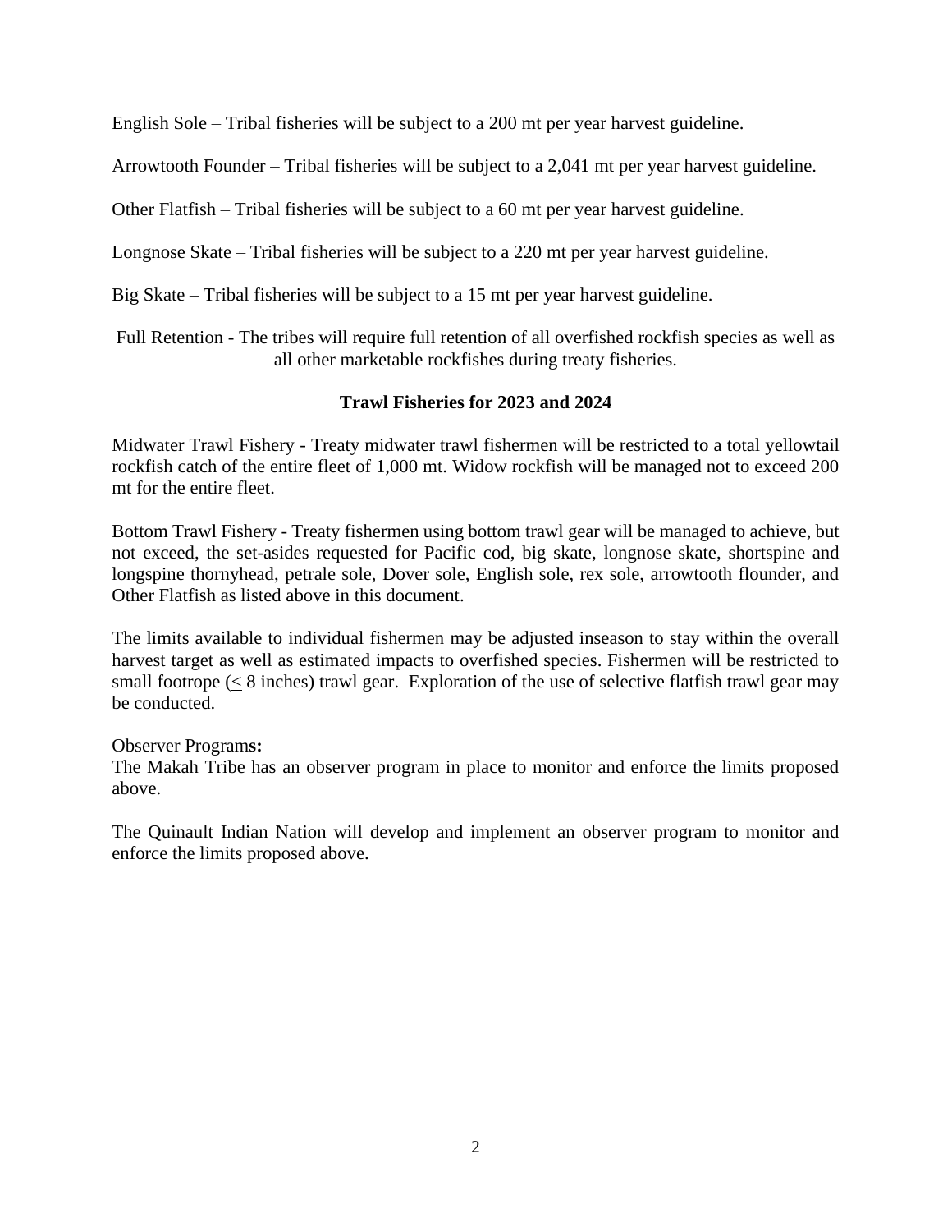English Sole – Tribal fisheries will be subject to a 200 mt per year harvest guideline.

Arrowtooth Founder – Tribal fisheries will be subject to a 2,041 mt per year harvest guideline.

Other Flatfish – Tribal fisheries will be subject to a 60 mt per year harvest guideline.

Longnose Skate – Tribal fisheries will be subject to a 220 mt per year harvest guideline.

Big Skate – Tribal fisheries will be subject to a 15 mt per year harvest guideline.

Full Retention - The tribes will require full retention of all overfished rockfish species as well as all other marketable rockfishes during treaty fisheries.

## Trawl Fisheries for 2023 and 2024

Midwater Trawl Fishery - Treaty midwater trawl fishermen will be restricted to a total yellowtail rockfish catch of the entire fleet of 1,000 mt. Widow rockfish will be managed not to exceed 200 mt for the entire fleet.

Bottom Trawl Fishery - Treaty fishermen using bottom trawl gear will be managed to achieve, but not exceed, the set-asides requested for Pacific cod, big skate, longnose skate, shortspine and longspine thornyhead, petrale sole, Dover sole, English sole, rex sole, arrowtooth flounder, and Other Flatfish as listed above in this document.

The limits available to individual fishermen may be adjusted inseason to stay within the overall harvest target as well as estimated impacts to overfished species. Fishermen will be restricted to small footrope (≤ 8 inches) trawl gear. Exploration of the use of selective flatfish trawl gear may be conducted.

Observer Program**s:**
The Makah Tribe has an observer program in place to monitor and enforce the limits proposed above.

The Quinault Indian Nation will develop and implement an observer program to monitor and enforce the limits proposed above.